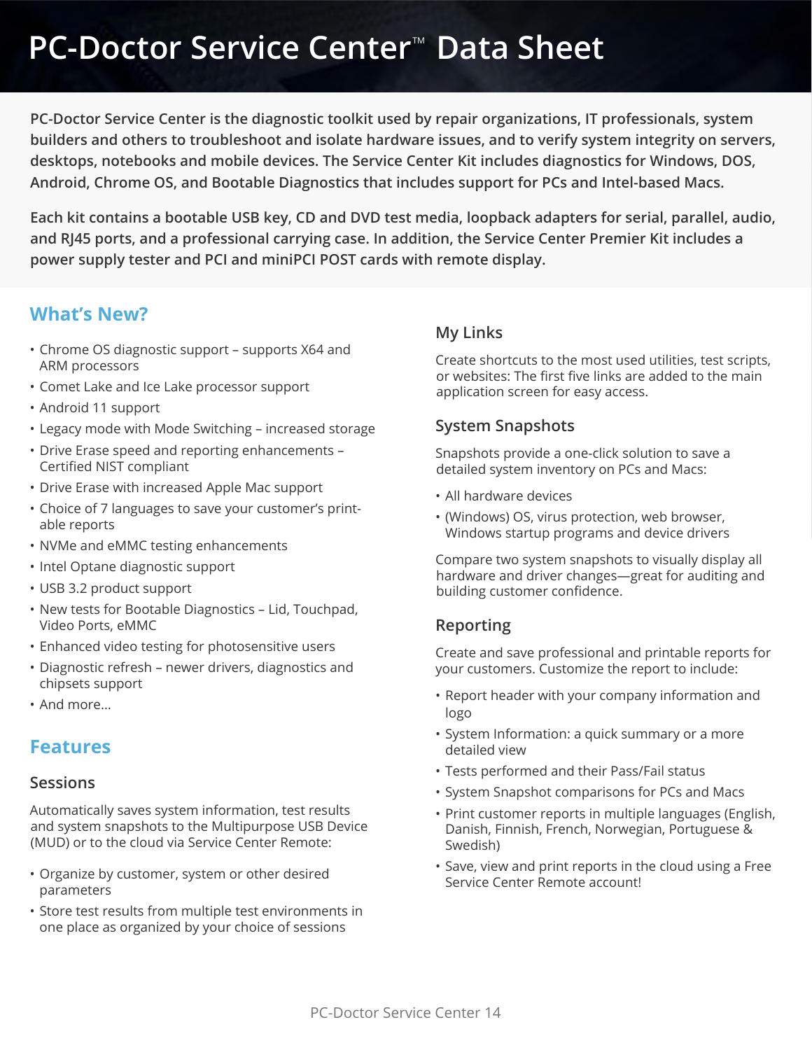# PC-Doctor Service Center™ Data Sheet

**PC-Doctor Service Center is the diagnostic toolkit used by repair organizations, IT professionals, system builders and others to troubleshoot and isolate hardware issues, and to verify system integrity on servers, desktops, notebooks and mobile devices. The Service Center Kit includes diagnostics for Windows, DOS, Android, Chrome OS, and Bootable Diagnostics that includes support for PCs and Intel-based Macs.**

**Each kit contains a bootable USB key, CD and DVD test media, loopback adapters for serial, parallel, audio, and RJ45 ports, and a professional carrying case. In addition, the Service Center Premier Kit includes a power supply tester and PCI and miniPCI POST cards with remote display.**

## What's New?

- Chrome OS diagnostic support – supports X64 and ARM processors
- Comet Lake and Ice Lake processor support
- Android 11 support
- Legacy mode with Mode Switching – increased storage
- Drive Erase speed and reporting enhancements – Certified NIST compliant
- Drive Erase with increased Apple Mac support
- Choice of 7 languages to save your customer's print-able reports
- NVMe and eMMC testing enhancements
- Intel Optane diagnostic support
- USB 3.2 product support
- New tests for Bootable Diagnostics – Lid, Touchpad, Video Ports, eMMC
- Enhanced video testing for photosensitive users
- Diagnostic refresh – newer drivers, diagnostics and chipsets support
- And more...

## Features

### Sessions

Automatically saves system information, test results and system snapshots to the Multipurpose USB Device (MUD) or to the cloud via Service Center Remote:

- Organize by customer, system or other desired parameters
- Store test results from multiple test environments in one place as organized by your choice of sessions

### My Links

Create shortcuts to the most used utilities, test scripts, or websites: The first five links are added to the main application screen for easy access.

### System Snapshots

Snapshots provide a one-click solution to save a detailed system inventory on PCs and Macs:

- All hardware devices
- (Windows) OS, virus protection, web browser, Windows startup programs and device drivers

Compare two system snapshots to visually display all hardware and driver changes—great for auditing and building customer confidence.

### Reporting

Create and save professional and printable reports for your customers. Customize the report to include:

- Report header with your company information and logo
- System Information: a quick summary or a more detailed view
- Tests performed and their Pass/Fail status
- System Snapshot comparisons for PCs and Macs
- Print customer reports in multiple languages (English, Danish, Finnish, French, Norwegian, Portuguese & Swedish)
- Save, view and print reports in the cloud using a Free Service Center Remote account!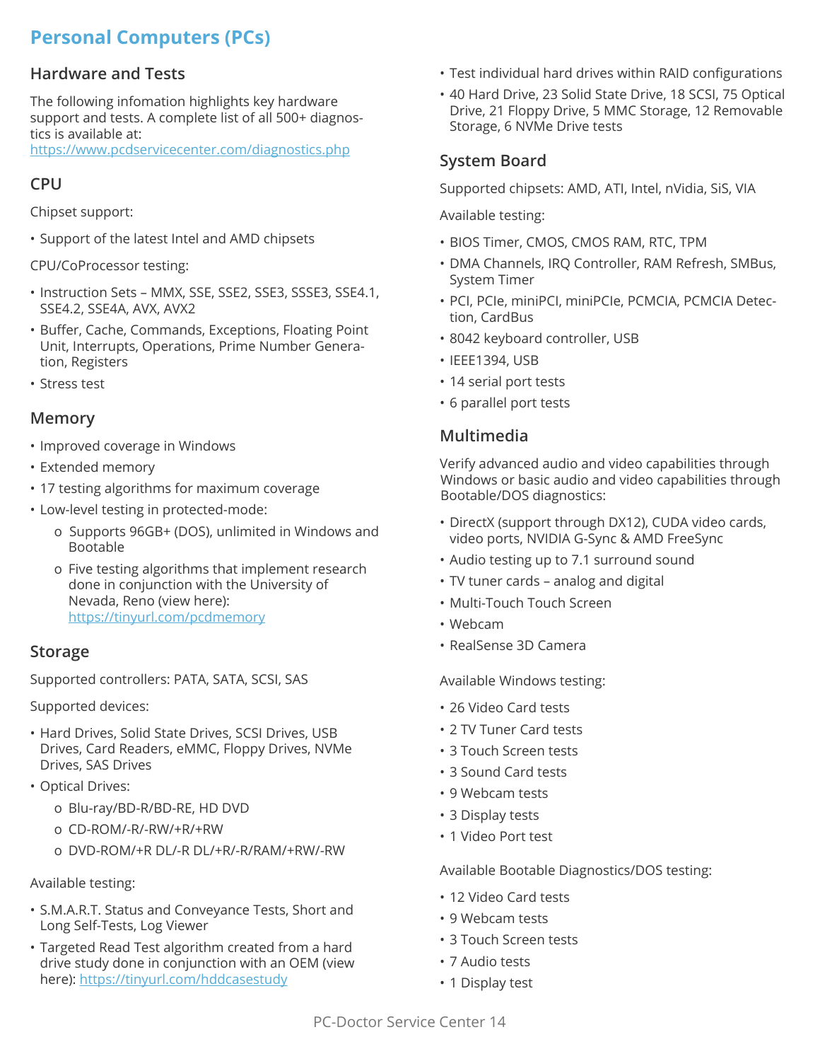# Personal Computers (PCs)

## Hardware and Tests

The following infomation highlights key hardware support and tests. A complete list of all 500+ diagnostics is available at: https://www.pcdservicecenter.com/diagnostics.php

## CPU

Chipset support:

- Support of the latest Intel and AMD chipsets

CPU/CoProcessor testing:

- Instruction Sets – MMX, SSE, SSE2, SSE3, SSSE3, SSE4.1, SSE4.2, SSE4A, AVX, AVX2
- Buffer, Cache, Commands, Exceptions, Floating Point Unit, Interrupts, Operations, Prime Number Generation, Registers
- Stress test

## Memory

- Improved coverage in Windows
- Extended memory
- 17 testing algorithms for maximum coverage
- Low-level testing in protected-mode:
  - Supports 96GB+ (DOS), unlimited in Windows and Bootable
  - Five testing algorithms that implement research done in conjunction with the University of Nevada, Reno (view here): https://tinyurl.com/pcdmemory

## Storage

Supported controllers: PATA, SATA, SCSI, SAS

Supported devices:

- Hard Drives, Solid State Drives, SCSI Drives, USB Drives, Card Readers, eMMC, Floppy Drives, NVMe Drives, SAS Drives
- Optical Drives:
  - Blu-ray/BD-R/BD-RE, HD DVD
  - CD-ROM/-R/-RW/+R/+RW
  - DVD-ROM/+R DL/-R DL/+R/-R/RAM/+RW/-RW

Available testing:

- S.M.A.R.T. Status and Conveyance Tests, Short and Long Self-Tests, Log Viewer
- Targeted Read Test algorithm created from a hard drive study done in conjunction with an OEM (view here): https://tinyurl.com/hddcasestudy
- Test individual hard drives within RAID configurations
- 40 Hard Drive, 23 Solid State Drive, 18 SCSI, 75 Optical Drive, 21 Floppy Drive, 5 MMC Storage, 12 Removable Storage, 6 NVMe Drive tests

## System Board

Supported chipsets: AMD, ATI, Intel, nVidia, SiS, VIA

Available testing:

- BIOS Timer, CMOS, CMOS RAM, RTC, TPM
- DMA Channels, IRQ Controller, RAM Refresh, SMBus, System Timer
- PCI, PCIe, miniPCI, miniPCIe, PCMCIA, PCMCIA Detection, CardBus
- 8042 keyboard controller, USB
- IEEE1394, USB
- 14 serial port tests
- 6 parallel port tests

## Multimedia

Verify advanced audio and video capabilities through Windows or basic audio and video capabilities through Bootable/DOS diagnostics:

- DirectX (support through DX12), CUDA video cards, video ports, NVIDIA G-Sync & AMD FreeSync
- Audio testing up to 7.1 surround sound
- TV tuner cards – analog and digital
- Multi-Touch Touch Screen
- Webcam
- RealSense 3D Camera

Available Windows testing:

- 26 Video Card tests
- 2 TV Tuner Card tests
- 3 Touch Screen tests
- 3 Sound Card tests
- 9 Webcam tests
- 3 Display tests
- 1 Video Port test

Available Bootable Diagnostics/DOS testing:

- 12 Video Card tests
- 9 Webcam tests
- 3 Touch Screen tests
- 7 Audio tests
- 1 Display test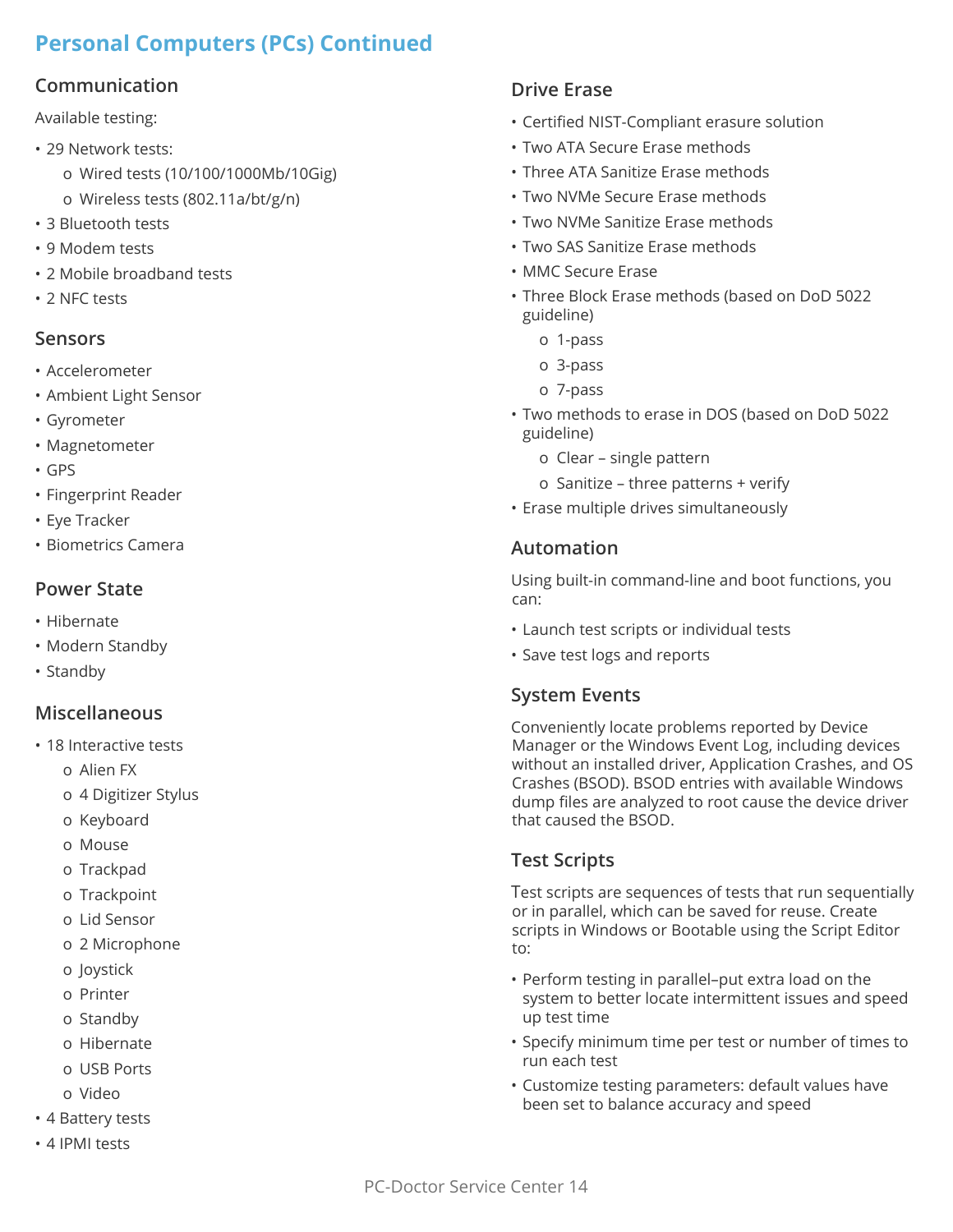# Personal Computers (PCs) Continued

## Communication

Available testing:

- 29 Network tests:
  - Wired tests (10/100/1000Mb/10Gig)
  - Wireless tests (802.11a/bt/g/n)
- 3 Bluetooth tests
- 9 Modem tests
- 2 Mobile broadband tests
- 2 NFC tests

## Sensors

- Accelerometer
- Ambient Light Sensor
- Gyrometer
- Magnetometer
- GPS
- Fingerprint Reader
- Eye Tracker
- Biometrics Camera

## Power State

- Hibernate
- Modern Standby
- Standby

## Miscellaneous

- 18 Interactive tests
  - Alien FX
  - 4 Digitizer Stylus
  - Keyboard
  - Mouse
  - Trackpad
  - Trackpoint
  - Lid Sensor
  - 2 Microphone
  - Joystick
  - Printer
  - Standby
  - Hibernate
  - USB Ports
  - Video
- 4 Battery tests
- 4 IPMI tests

## Drive Erase

- Certified NIST-Compliant erasure solution
- Two ATA Secure Erase methods
- Three ATA Sanitize Erase methods
- Two NVMe Secure Erase methods
- Two NVMe Sanitize Erase methods
- Two SAS Sanitize Erase methods
- MMC Secure Erase
- Three Block Erase methods (based on DoD 5022 guideline)
  - 1-pass
  - 3-pass
  - 7-pass
- Two methods to erase in DOS (based on DoD 5022 guideline)
  - Clear – single pattern
  - Sanitize – three patterns + verify
- Erase multiple drives simultaneously

## Automation

Using built-in command-line and boot functions, you can:

- Launch test scripts or individual tests
- Save test logs and reports

## System Events

Conveniently locate problems reported by Device Manager or the Windows Event Log, including devices without an installed driver, Application Crashes, and OS Crashes (BSOD). BSOD entries with available Windows dump files are analyzed to root cause the device driver that caused the BSOD.

## Test Scripts

Test scripts are sequences of tests that run sequentially or in parallel, which can be saved for reuse. Create scripts in Windows or Bootable using the Script Editor to:

- Perform testing in parallel–put extra load on the system to better locate intermittent issues and speed up test time
- Specify minimum time per test or number of times to run each test
- Customize testing parameters: default values have been set to balance accuracy and speed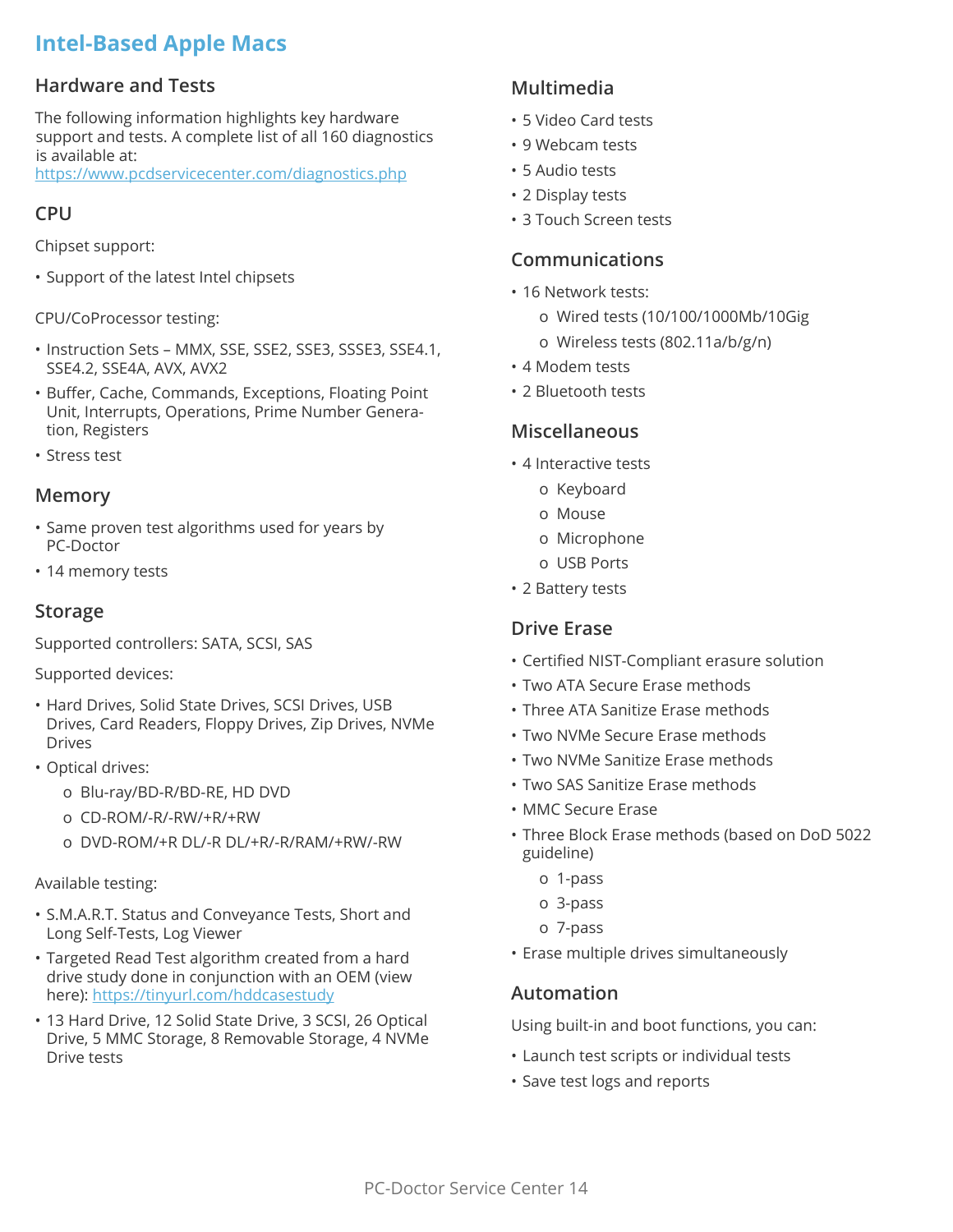# Intel-Based Apple Macs

## Hardware and Tests

The following information highlights key hardware support and tests. A complete list of all 160 diagnostics is available at:
https://www.pcdservicecenter.com/diagnostics.php

### CPU

Chipset support:

- Support of the latest Intel chipsets

CPU/CoProcessor testing:

- Instruction Sets – MMX, SSE, SSE2, SSE3, SSSE3, SSE4.1, SSE4.2, SSE4A, AVX, AVX2
- Buffer, Cache, Commands, Exceptions, Floating Point Unit, Interrupts, Operations, Prime Number Generation, Registers
- Stress test

### Memory

- Same proven test algorithms used for years by PC-Doctor
- 14 memory tests

### Storage

Supported controllers: SATA, SCSI, SAS

Supported devices:

- Hard Drives, Solid State Drives, SCSI Drives, USB Drives, Card Readers, Floppy Drives, Zip Drives, NVMe Drives
- Optical drives:
  - Blu-ray/BD-R/BD-RE, HD DVD
  - CD-ROM/-R/-RW/+R/+RW
  - DVD-ROM/+R DL/-R DL/+R/-R/RAM/+RW/-RW

Available testing:

- S.M.A.R.T. Status and Conveyance Tests, Short and Long Self-Tests, Log Viewer
- Targeted Read Test algorithm created from a hard drive study done in conjunction with an OEM (view here): https://tinyurl.com/hddcasestudy
- 13 Hard Drive, 12 Solid State Drive, 3 SCSI, 26 Optical Drive, 5 MMC Storage, 8 Removable Storage, 4 NVMe Drive tests

### Multimedia

- 5 Video Card tests
- 9 Webcam tests
- 5 Audio tests
- 2 Display tests
- 3 Touch Screen tests

### Communications

- 16 Network tests:
  - Wired tests (10/100/1000Mb/10Gig
  - Wireless tests (802.11a/b/g/n)
- 4 Modem tests
- 2 Bluetooth tests

### Miscellaneous

- 4 Interactive tests
  - Keyboard
  - Mouse
  - Microphone
  - USB Ports
- 2 Battery tests

### Drive Erase

- Certified NIST-Compliant erasure solution
- Two ATA Secure Erase methods
- Three ATA Sanitize Erase methods
- Two NVMe Secure Erase methods
- Two NVMe Sanitize Erase methods
- Two SAS Sanitize Erase methods
- MMC Secure Erase
- Three Block Erase methods (based on DoD 5022 guideline)
  - 1-pass
  - 3-pass
  - 7-pass
- Erase multiple drives simultaneously

### Automation

Using built-in and boot functions, you can:

- Launch test scripts or individual tests
- Save test logs and reports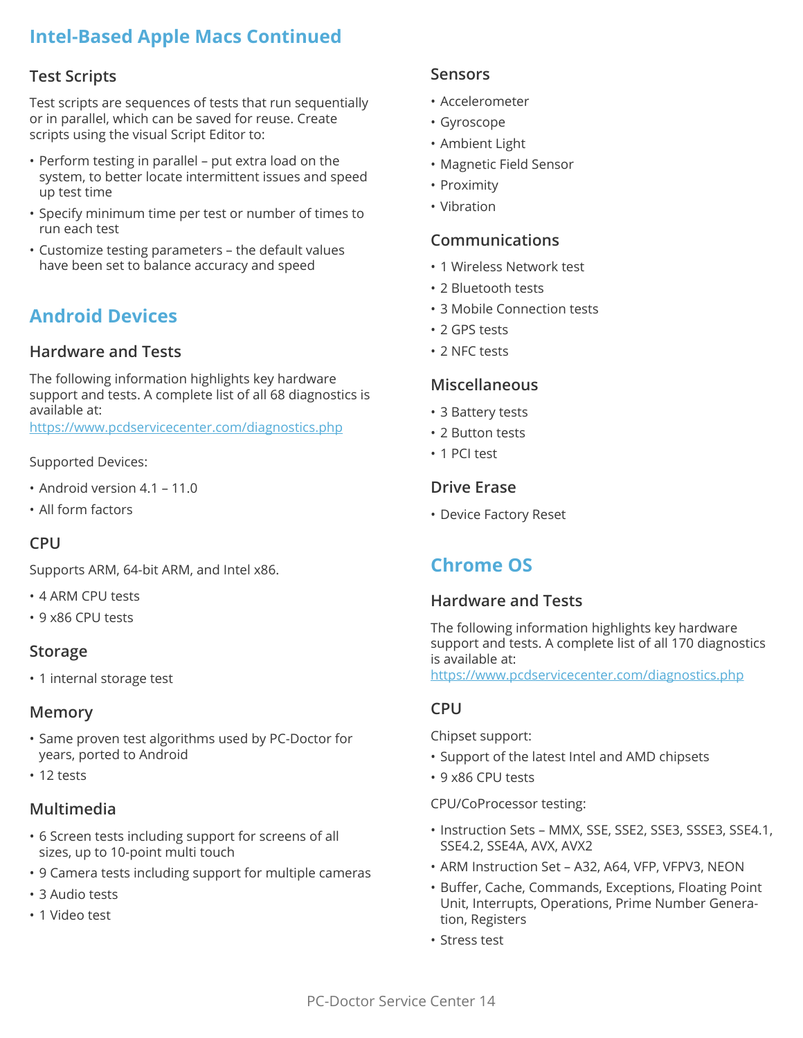# Intel-Based Apple Macs Continued

### Test Scripts

Test scripts are sequences of tests that run sequentially or in parallel, which can be saved for reuse. Create scripts using the visual Script Editor to:

- Perform testing in parallel – put extra load on the system, to better locate intermittent issues and speed up test time
- Specify minimum time per test or number of times to run each test
- Customize testing parameters – the default values have been set to balance accuracy and speed

## Android Devices

### Hardware and Tests

The following information highlights key hardware support and tests. A complete list of all 68 diagnostics is available at:
https://www.pcdservicecenter.com/diagnostics.php

Supported Devices:

- Android version 4.1 – 11.0
- All form factors

### CPU

Supports ARM, 64-bit ARM, and Intel x86.

- 4 ARM CPU tests
- 9 x86 CPU tests

### Storage

- 1 internal storage test

### Memory

- Same proven test algorithms used by PC-Doctor for years, ported to Android
- 12 tests

### Multimedia

- 6 Screen tests including support for screens of all sizes, up to 10-point multi touch
- 9 Camera tests including support for multiple cameras
- 3 Audio tests
- 1 Video test

### Sensors

- Accelerometer
- Gyroscope
- Ambient Light
- Magnetic Field Sensor
- Proximity
- Vibration

### Communications

- 1 Wireless Network test
- 2 Bluetooth tests
- 3 Mobile Connection tests
- 2 GPS tests
- 2 NFC tests

### Miscellaneous

- 3 Battery tests
- 2 Button tests
- 1 PCI test

### Drive Erase

- Device Factory Reset

## Chrome OS

### Hardware and Tests

The following information highlights key hardware support and tests. A complete list of all 170 diagnostics is available at:
https://www.pcdservicecenter.com/diagnostics.php

### CPU

Chipset support:

- Support of the latest Intel and AMD chipsets
- 9 x86 CPU tests

CPU/CoProcessor testing:

- Instruction Sets – MMX, SSE, SSE2, SSE3, SSSE3, SSE4.1, SSE4.2, SSE4A, AVX, AVX2
- ARM Instruction Set – A32, A64, VFP, VFPV3, NEON
- Buffer, Cache, Commands, Exceptions, Floating Point Unit, Interrupts, Operations, Prime Number Generation, Registers
- Stress test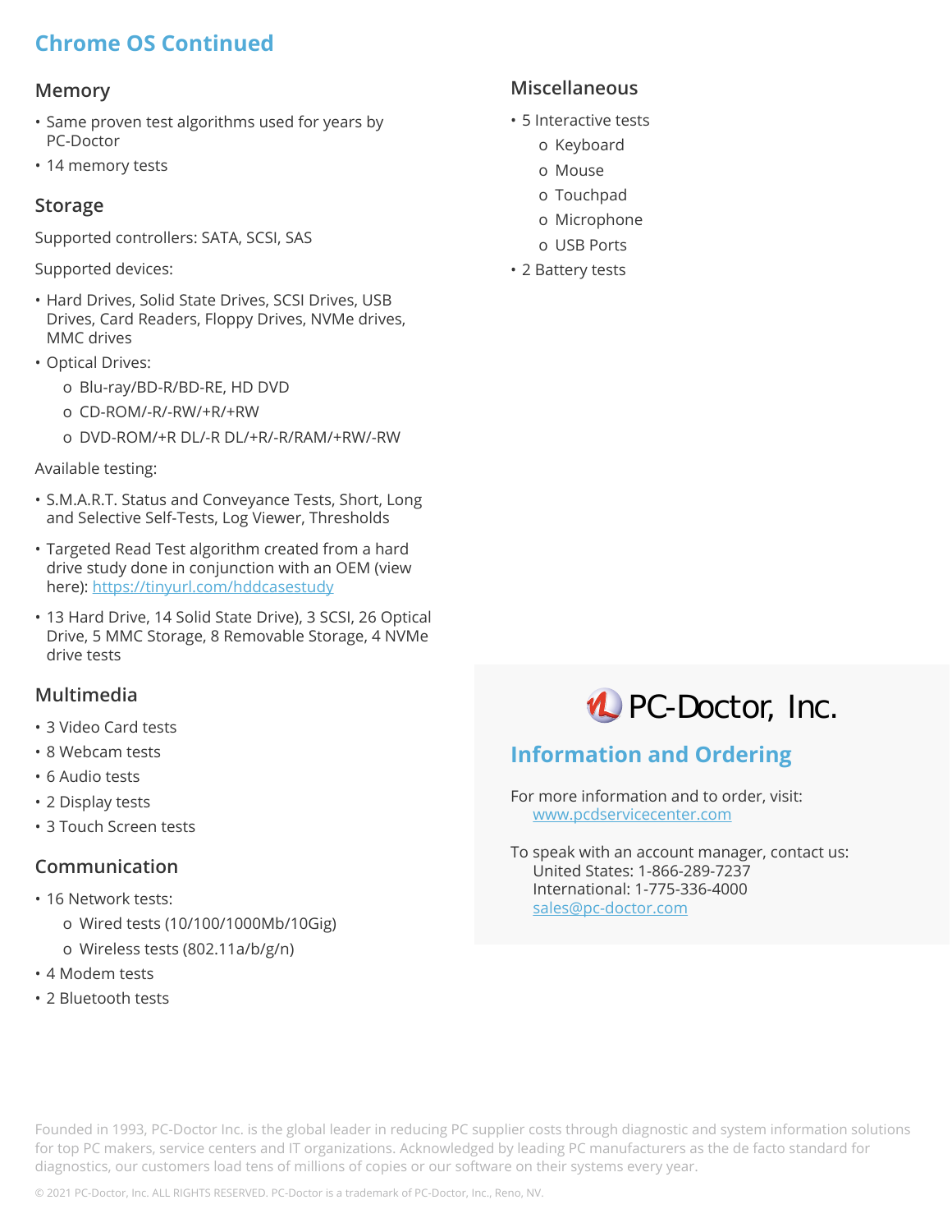## Chrome OS Continued

### Memory

- Same proven test algorithms used for years by PC-Doctor
- 14 memory tests

### Storage

Supported controllers: SATA, SCSI, SAS

Supported devices:

- Hard Drives, Solid State Drives, SCSI Drives, USB Drives, Card Readers, Floppy Drives, NVMe drives, MMC drives
- Optical Drives:
  - Blu-ray/BD-R/BD-RE, HD DVD
  - CD-ROM/-R/-RW/+R/+RW
  - DVD-ROM/+R DL/-R DL/+R/-R/RAM/+RW/-RW

Available testing:

- S.M.A.R.T. Status and Conveyance Tests, Short, Long and Selective Self-Tests, Log Viewer, Thresholds
- Targeted Read Test algorithm created from a hard drive study done in conjunction with an OEM (view here): https://tinyurl.com/hddcasestudy
- 13 Hard Drive, 14 Solid State Drive), 3 SCSI, 26 Optical Drive, 5 MMC Storage, 8 Removable Storage, 4 NVMe drive tests

### Multimedia

- 3 Video Card tests
- 8 Webcam tests
- 6 Audio tests
- 2 Display tests
- 3 Touch Screen tests

### Communication

- 16 Network tests:
  - Wired tests (10/100/1000Mb/10Gig)
  - Wireless tests (802.11a/b/g/n)
- 4 Modem tests
- 2 Bluetooth tests

### Miscellaneous

- 5 Interactive tests
  - Keyboard
  - Mouse
  - Touchpad
  - Microphone
  - USB Ports
- 2 Battery tests

PC-Doctor, Inc.

## Information and Ordering

For more information and to order, visit:
www.pcdservicecenter.com

To speak with an account manager, contact us:
United States: 1-866-289-7237
International: 1-775-336-4000
sales@pc-doctor.com

Founded in 1993, PC-Doctor Inc. is the global leader in reducing PC supplier costs through diagnostic and system information solutions for top PC makers, service centers and IT organizations. Acknowledged by leading PC manufacturers as the de facto standard for diagnostics, our customers load tens of millions of copies or our software on their systems every year.

© 2021 PC-Doctor, Inc. ALL RIGHTS RESERVED. PC-Doctor is a trademark of PC-Doctor, Inc., Reno, NV.